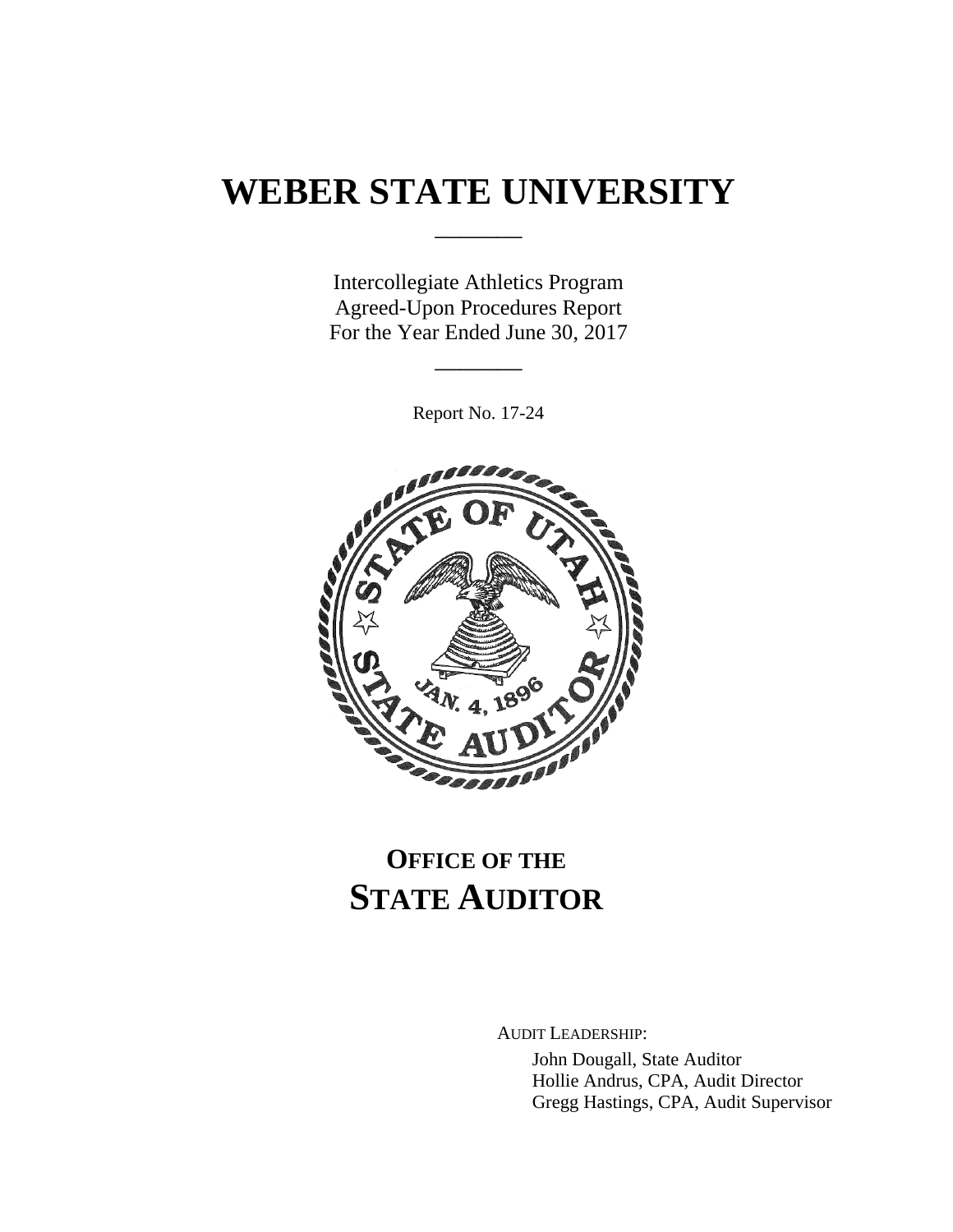# WEBER STATE UNIVERSITY

Intercollegiate Athletics Program
Agreed-Upon Procedures Report
For the Year Ended June 30, 2017

Report No. 17-24

## OFFICE OF THE STATE AUDITOR

AUDIT LEADERSHIP:

John Dougall, State Auditor
Hollie Andrus, CPA, Audit Director
Gregg Hastings, CPA, Audit Supervisor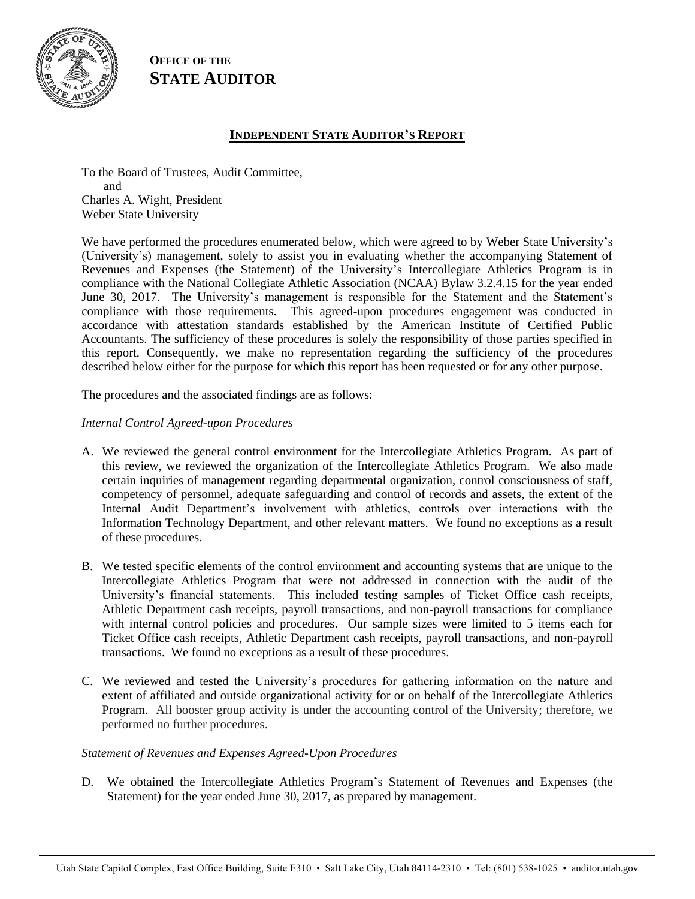**OFFICE OF THE**
**STATE AUDITOR**

## INDEPENDENT STATE AUDITOR'S REPORT

To the Board of Trustees, Audit Committee,
and
Charles A. Wight, President
Weber State University

We have performed the procedures enumerated below, which were agreed to by Weber State University's (University's) management, solely to assist you in evaluating whether the accompanying Statement of Revenues and Expenses (the Statement) of the University's Intercollegiate Athletics Program is in compliance with the National Collegiate Athletic Association (NCAA) Bylaw 3.2.4.15 for the year ended June 30, 2017. The University's management is responsible for the Statement and the Statement's compliance with those requirements. This agreed-upon procedures engagement was conducted in accordance with attestation standards established by the American Institute of Certified Public Accountants. The sufficiency of these procedures is solely the responsibility of those parties specified in this report. Consequently, we make no representation regarding the sufficiency of the procedures described below either for the purpose for which this report has been requested or for any other purpose.

The procedures and the associated findings are as follows:

*Internal Control Agreed-upon Procedures*

A. We reviewed the general control environment for the Intercollegiate Athletics Program. As part of this review, we reviewed the organization of the Intercollegiate Athletics Program. We also made certain inquiries of management regarding departmental organization, control consciousness of staff, competency of personnel, adequate safeguarding and control of records and assets, the extent of the Internal Audit Department's involvement with athletics, controls over interactions with the Information Technology Department, and other relevant matters. We found no exceptions as a result of these procedures.

B. We tested specific elements of the control environment and accounting systems that are unique to the Intercollegiate Athletics Program that were not addressed in connection with the audit of the University's financial statements. This included testing samples of Ticket Office cash receipts, Athletic Department cash receipts, payroll transactions, and non-payroll transactions for compliance with internal control policies and procedures. Our sample sizes were limited to 5 items each for Ticket Office cash receipts, Athletic Department cash receipts, payroll transactions, and non-payroll transactions. We found no exceptions as a result of these procedures.

C. We reviewed and tested the University's procedures for gathering information on the nature and extent of affiliated and outside organizational activity for or on behalf of the Intercollegiate Athletics Program. All booster group activity is under the accounting control of the University; therefore, we performed no further procedures.

*Statement of Revenues and Expenses Agreed-Upon Procedures*

D. We obtained the Intercollegiate Athletics Program's Statement of Revenues and Expenses (the Statement) for the year ended June 30, 2017, as prepared by management.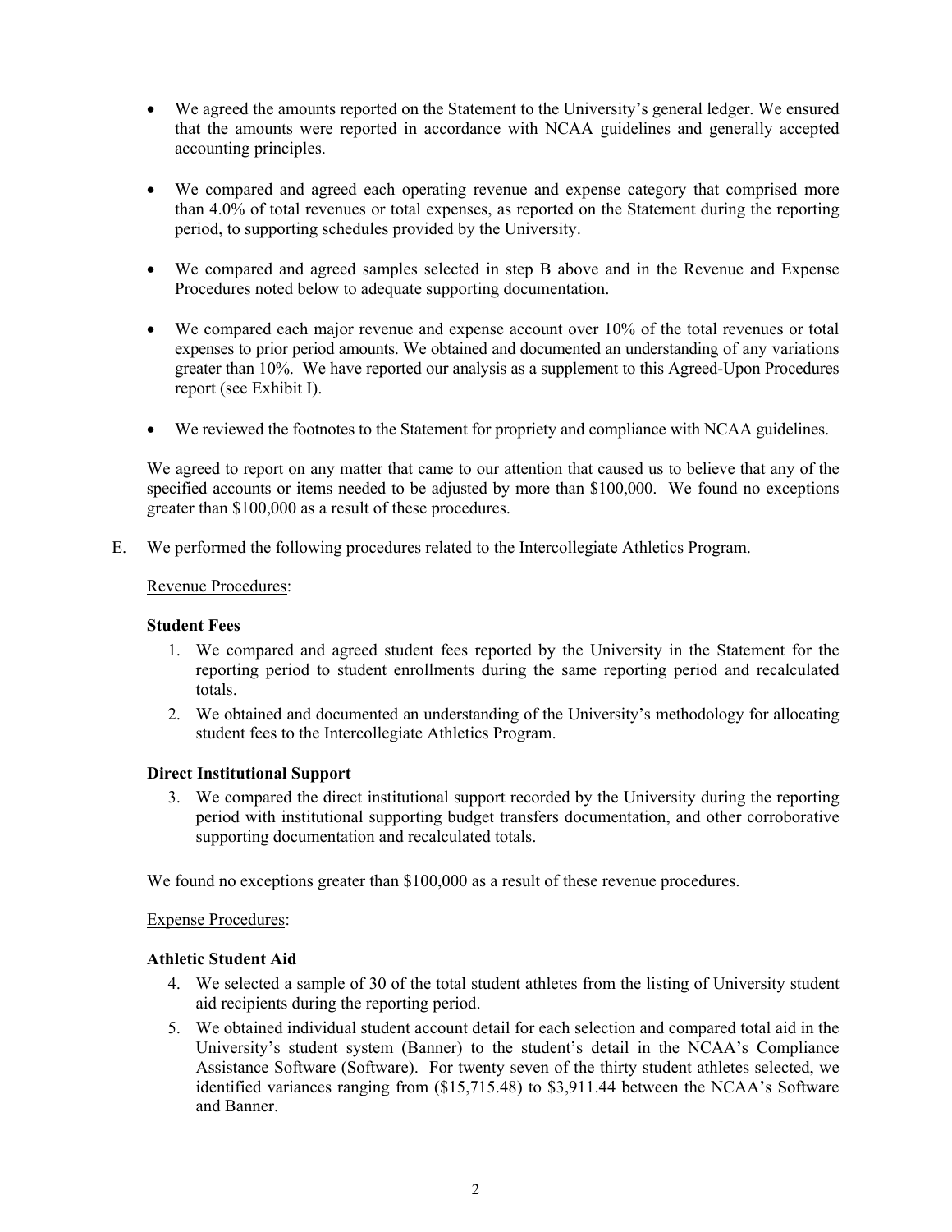- We agreed the amounts reported on the Statement to the University's general ledger. We ensured that the amounts were reported in accordance with NCAA guidelines and generally accepted accounting principles.

- We compared and agreed each operating revenue and expense category that comprised more than 4.0% of total revenues or total expenses, as reported on the Statement during the reporting period, to supporting schedules provided by the University.

- We compared and agreed samples selected in step B above and in the Revenue and Expense Procedures noted below to adequate supporting documentation.

- We compared each major revenue and expense account over 10% of the total revenues or total expenses to prior period amounts. We obtained and documented an understanding of any variations greater than 10%. We have reported our analysis as a supplement to this Agreed-Upon Procedures report (see Exhibit I).

- We reviewed the footnotes to the Statement for propriety and compliance with NCAA guidelines.

We agreed to report on any matter that came to our attention that caused us to believe that any of the specified accounts or items needed to be adjusted by more than $100,000. We found no exceptions greater than $100,000 as a result of these procedures.

E. We performed the following procedures related to the Intercollegiate Athletics Program.

Revenue Procedures:

**Student Fees**

1. We compared and agreed student fees reported by the University in the Statement for the reporting period to student enrollments during the same reporting period and recalculated totals.
2. We obtained and documented an understanding of the University's methodology for allocating student fees to the Intercollegiate Athletics Program.

**Direct Institutional Support**

3. We compared the direct institutional support recorded by the University during the reporting period with institutional supporting budget transfers documentation, and other corroborative supporting documentation and recalculated totals.

We found no exceptions greater than $100,000 as a result of these revenue procedures.

Expense Procedures:

**Athletic Student Aid**

4. We selected a sample of 30 of the total student athletes from the listing of University student aid recipients during the reporting period.
5. We obtained individual student account detail for each selection and compared total aid in the University's student system (Banner) to the student's detail in the NCAA's Compliance Assistance Software (Software). For twenty seven of the thirty student athletes selected, we identified variances ranging from ($15,715.48) to $3,911.44 between the NCAA's Software and Banner.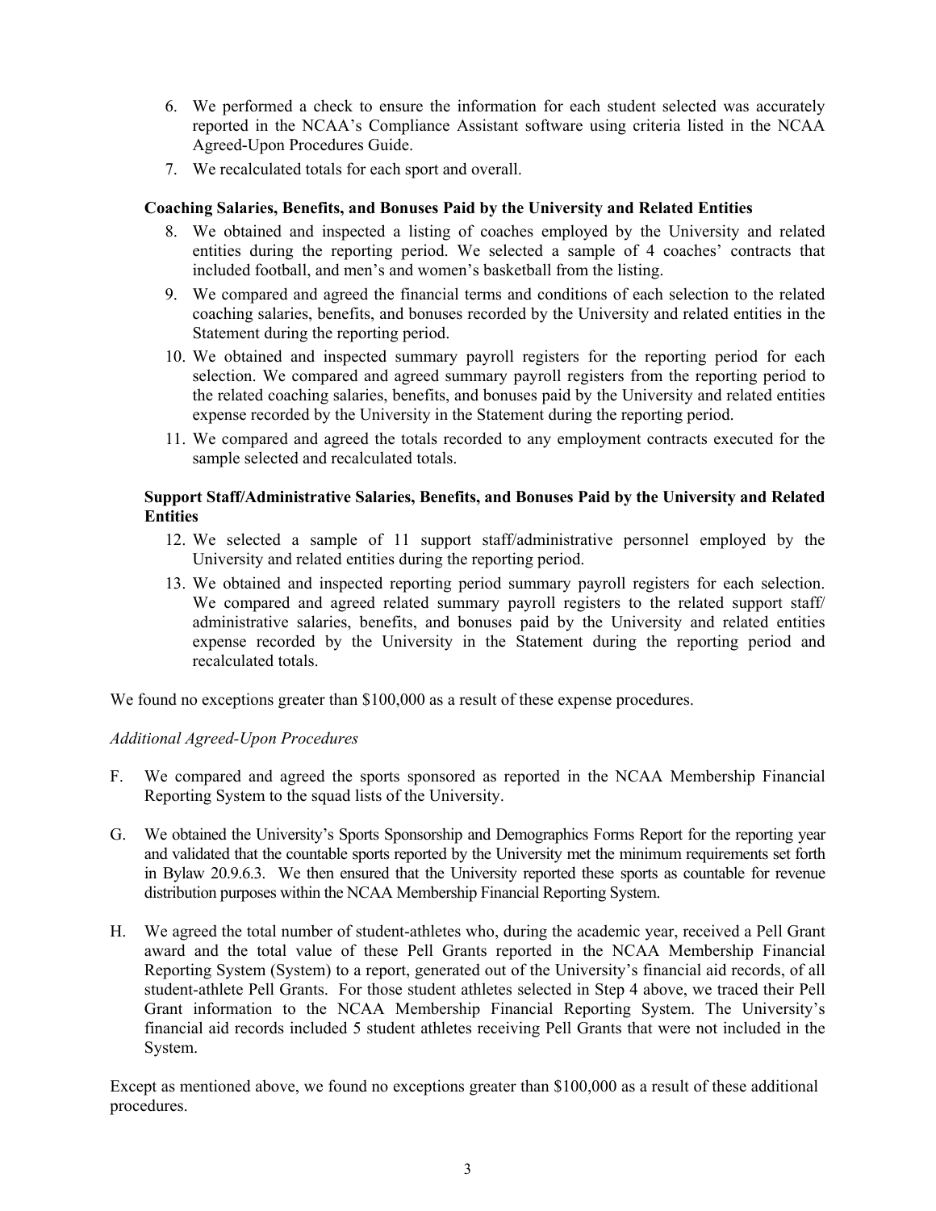6. We performed a check to ensure the information for each student selected was accurately reported in the NCAA's Compliance Assistant software using criteria listed in the NCAA Agreed-Upon Procedures Guide.
7. We recalculated totals for each sport and overall.

**Coaching Salaries, Benefits, and Bonuses Paid by the University and Related Entities**

8. We obtained and inspected a listing of coaches employed by the University and related entities during the reporting period. We selected a sample of 4 coaches' contracts that included football, and men's and women's basketball from the listing.
9. We compared and agreed the financial terms and conditions of each selection to the related coaching salaries, benefits, and bonuses recorded by the University and related entities in the Statement during the reporting period.
10. We obtained and inspected summary payroll registers for the reporting period for each selection. We compared and agreed summary payroll registers from the reporting period to the related coaching salaries, benefits, and bonuses paid by the University and related entities expense recorded by the University in the Statement during the reporting period.
11. We compared and agreed the totals recorded to any employment contracts executed for the sample selected and recalculated totals.

**Support Staff/Administrative Salaries, Benefits, and Bonuses Paid by the University and Related Entities**

12. We selected a sample of 11 support staff/administrative personnel employed by the University and related entities during the reporting period.
13. We obtained and inspected reporting period summary payroll registers for each selection. We compared and agreed related summary payroll registers to the related support staff/ administrative salaries, benefits, and bonuses paid by the University and related entities expense recorded by the University in the Statement during the reporting period and recalculated totals.

We found no exceptions greater than $100,000 as a result of these expense procedures.

*Additional Agreed-Upon Procedures*

F. We compared and agreed the sports sponsored as reported in the NCAA Membership Financial Reporting System to the squad lists of the University.

G. We obtained the University's Sports Sponsorship and Demographics Forms Report for the reporting year and validated that the countable sports reported by the University met the minimum requirements set forth in Bylaw 20.9.6.3. We then ensured that the University reported these sports as countable for revenue distribution purposes within the NCAA Membership Financial Reporting System.

H. We agreed the total number of student-athletes who, during the academic year, received a Pell Grant award and the total value of these Pell Grants reported in the NCAA Membership Financial Reporting System (System) to a report, generated out of the University's financial aid records, of all student-athlete Pell Grants. For those student athletes selected in Step 4 above, we traced their Pell Grant information to the NCAA Membership Financial Reporting System. The University's financial aid records included 5 student athletes receiving Pell Grants that were not included in the System.

Except as mentioned above, we found no exceptions greater than $100,000 as a result of these additional procedures.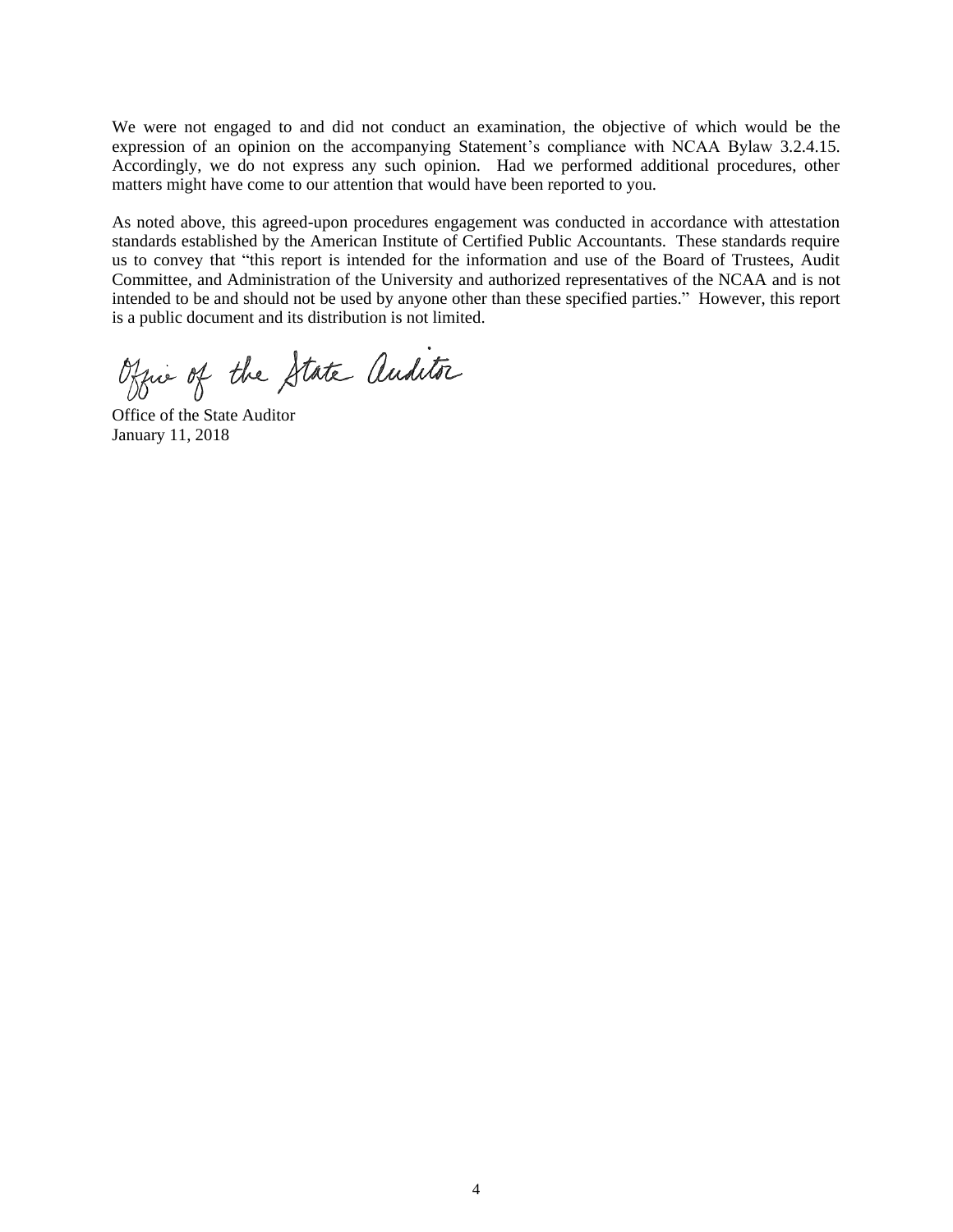We were not engaged to and did not conduct an examination, the objective of which would be the expression of an opinion on the accompanying Statement's compliance with NCAA Bylaw 3.2.4.15. Accordingly, we do not express any such opinion. Had we performed additional procedures, other matters might have come to our attention that would have been reported to you.

As noted above, this agreed-upon procedures engagement was conducted in accordance with attestation standards established by the American Institute of Certified Public Accountants. These standards require us to convey that "this report is intended for the information and use of the Board of Trustees, Audit Committee, and Administration of the University and authorized representatives of the NCAA and is not intended to be and should not be used by anyone other than these specified parties." However, this report is a public document and its distribution is not limited.

*Office of the State Auditor*

Office of the State Auditor
January 11, 2018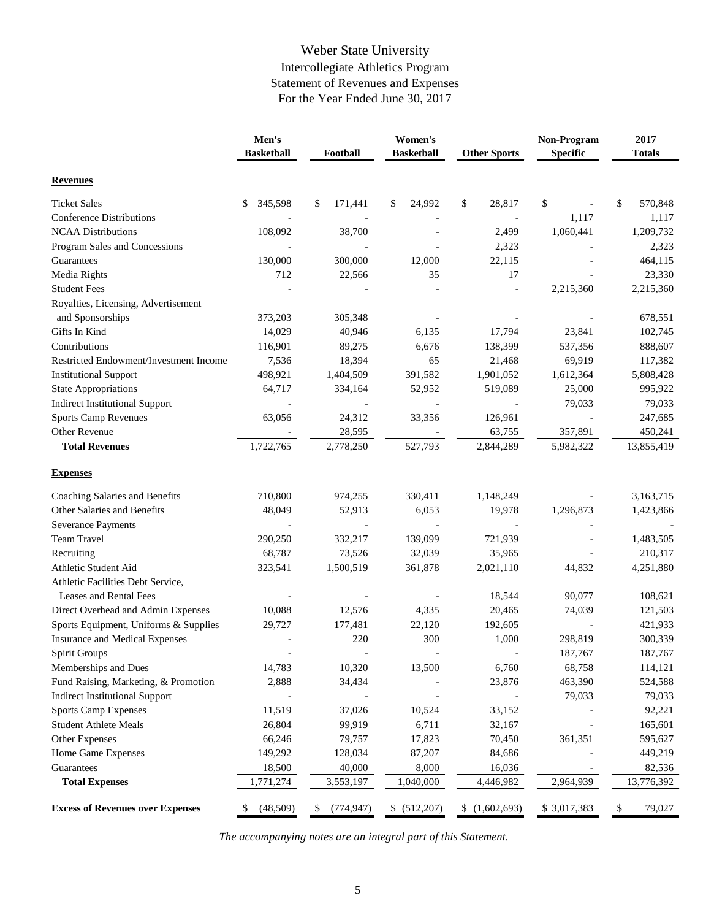# Weber State University
## Intercollegiate Athletics Program
## Statement of Revenues and Expenses
## For the Year Ended June 30, 2017

| | Men's Basketball | Football | Women's Basketball | Other Sports | Non-Program Specific | 2017 Totals |
|---|---|---|---|---|---|---|
| **Revenues** | | | | | | |
| Ticket Sales | $ 345,598 | $ 171,441 | $ 24,992 | $ 28,817 | $ - | $ 570,848 |
| Conference Distributions | - | - | - | - | 1,117 | 1,117 |
| NCAA Distributions | 108,092 | 38,700 | - | 2,499 | 1,060,441 | 1,209,732 |
| Program Sales and Concessions | - | - | - | 2,323 | - | 2,323 |
| Guarantees | 130,000 | 300,000 | 12,000 | 22,115 | - | 464,115 |
| Media Rights | 712 | 22,566 | 35 | 17 | - | 23,330 |
| Student Fees | - | - | - | - | 2,215,360 | 2,215,360 |
| Royalties, Licensing, Advertisement and Sponsorships | 373,203 | 305,348 | - | - | - | 678,551 |
| Gifts In Kind | 14,029 | 40,946 | 6,135 | 17,794 | 23,841 | 102,745 |
| Contributions | 116,901 | 89,275 | 6,676 | 138,399 | 537,356 | 888,607 |
| Restricted Endowment/Investment Income | 7,536 | 18,394 | 65 | 21,468 | 69,919 | 117,382 |
| Institutional Support | 498,921 | 1,404,509 | 391,582 | 1,901,052 | 1,612,364 | 5,808,428 |
| State Appropriations | 64,717 | 334,164 | 52,952 | 519,089 | 25,000 | 995,922 |
| Indirect Institutional Support | - | - | - | - | 79,033 | 79,033 |
| Sports Camp Revenues | 63,056 | 24,312 | 33,356 | 126,961 | - | 247,685 |
| Other Revenue | - | 28,595 | - | 63,755 | 357,891 | 450,241 |
| **Total Revenues** | 1,722,765 | 2,778,250 | 527,793 | 2,844,289 | 5,982,322 | 13,855,419 |
| **Expenses** | | | | | | |
| Coaching Salaries and Benefits | 710,800 | 974,255 | 330,411 | 1,148,249 | - | 3,163,715 |
| Other Salaries and Benefits | 48,049 | 52,913 | 6,053 | 19,978 | 1,296,873 | 1,423,866 |
| Severance Payments | - | - | - | - | - | - |
| Team Travel | 290,250 | 332,217 | 139,099 | 721,939 | - | 1,483,505 |
| Recruiting | 68,787 | 73,526 | 32,039 | 35,965 | - | 210,317 |
| Athletic Student Aid | 323,541 | 1,500,519 | 361,878 | 2,021,110 | 44,832 | 4,251,880 |
| Athletic Facilities Debt Service, Leases and Rental Fees | - | - | - | 18,544 | 90,077 | 108,621 |
| Direct Overhead and Admin Expenses | 10,088 | 12,576 | 4,335 | 20,465 | 74,039 | 121,503 |
| Sports Equipment, Uniforms & Supplies | 29,727 | 177,481 | 22,120 | 192,605 | - | 421,933 |
| Insurance and Medical Expenses | - | 220 | 300 | 1,000 | 298,819 | 300,339 |
| Spirit Groups | - | - | - | - | 187,767 | 187,767 |
| Memberships and Dues | 14,783 | 10,320 | 13,500 | 6,760 | 68,758 | 114,121 |
| Fund Raising, Marketing, & Promotion | 2,888 | 34,434 | - | 23,876 | 463,390 | 524,588 |
| Indirect Institutional Support | - | - | - | - | 79,033 | 79,033 |
| Sports Camp Expenses | 11,519 | 37,026 | 10,524 | 33,152 | - | 92,221 |
| Student Athlete Meals | 26,804 | 99,919 | 6,711 | 32,167 | - | 165,601 |
| Other Expenses | 66,246 | 79,757 | 17,823 | 70,450 | 361,351 | 595,627 |
| Home Game Expenses | 149,292 | 128,034 | 87,207 | 84,686 | - | 449,219 |
| Guarantees | 18,500 | 40,000 | 8,000 | 16,036 | - | 82,536 |
| **Total Expenses** | 1,771,274 | 3,553,197 | 1,040,000 | 4,446,982 | 2,964,939 | 13,776,392 |
| **Excess of Revenues over Expenses** | $ (48,509) | $ (774,947) | $ (512,207) | $ (1,602,693) | $ 3,017,383 | $ 79,027 |

*The accompanying notes are an integral part of this Statement.*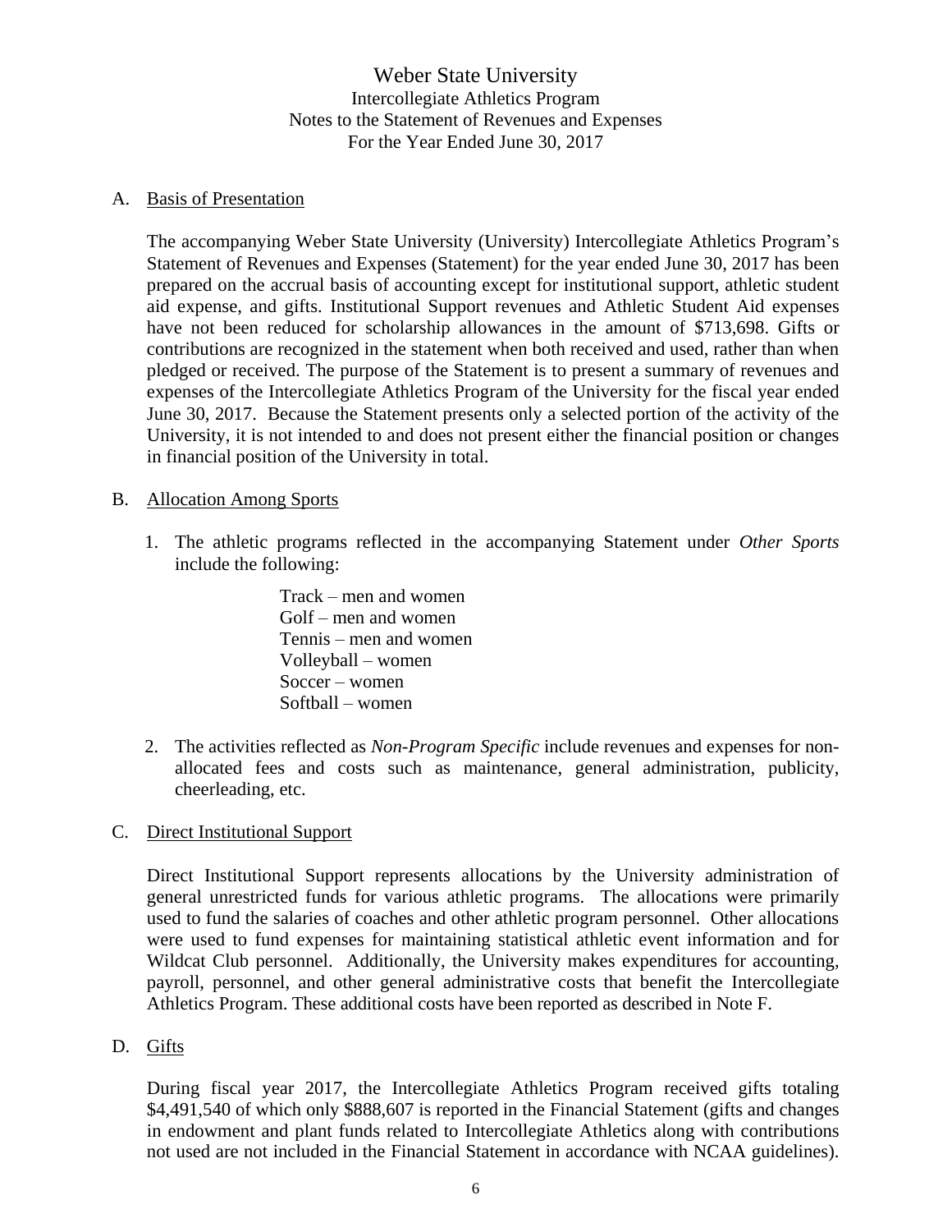# Weber State University

Intercollegiate Athletics Program
Notes to the Statement of Revenues and Expenses
For the Year Ended June 30, 2017

A. Basis of Presentation

The accompanying Weber State University (University) Intercollegiate Athletics Program's Statement of Revenues and Expenses (Statement) for the year ended June 30, 2017 has been prepared on the accrual basis of accounting except for institutional support, athletic student aid expense, and gifts. Institutional Support revenues and Athletic Student Aid expenses have not been reduced for scholarship allowances in the amount of $713,698. Gifts or contributions are recognized in the statement when both received and used, rather than when pledged or received. The purpose of the Statement is to present a summary of revenues and expenses of the Intercollegiate Athletics Program of the University for the fiscal year ended June 30, 2017. Because the Statement presents only a selected portion of the activity of the University, it is not intended to and does not present either the financial position or changes in financial position of the University in total.

B. Allocation Among Sports

1. The athletic programs reflected in the accompanying Statement under *Other Sports* include the following:

   Track – men and women
   Golf – men and women
   Tennis – men and women
   Volleyball – women
   Soccer – women
   Softball – women

2. The activities reflected as *Non-Program Specific* include revenues and expenses for non-allocated fees and costs such as maintenance, general administration, publicity, cheerleading, etc.

C. Direct Institutional Support

Direct Institutional Support represents allocations by the University administration of general unrestricted funds for various athletic programs. The allocations were primarily used to fund the salaries of coaches and other athletic program personnel. Other allocations were used to fund expenses for maintaining statistical athletic event information and for Wildcat Club personnel. Additionally, the University makes expenditures for accounting, payroll, personnel, and other general administrative costs that benefit the Intercollegiate Athletics Program. These additional costs have been reported as described in Note F.

D. Gifts

During fiscal year 2017, the Intercollegiate Athletics Program received gifts totaling $4,491,540 of which only $888,607 is reported in the Financial Statement (gifts and changes in endowment and plant funds related to Intercollegiate Athletics along with contributions not used are not included in the Financial Statement in accordance with NCAA guidelines).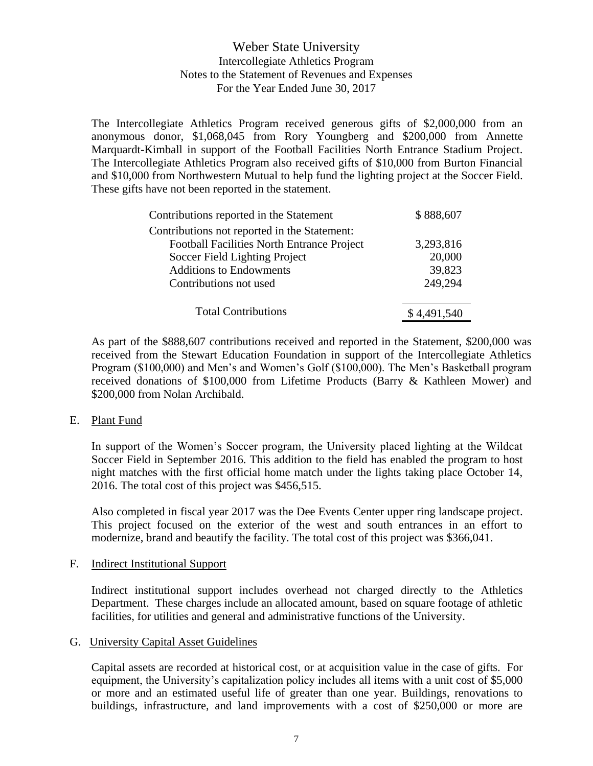The Intercollegiate Athletics Program received generous gifts of $2,000,000 from an anonymous donor, $1,068,045 from Rory Youngberg and $200,000 from Annette Marquardt-Kimball in support of the Football Facilities North Entrance Stadium Project. The Intercollegiate Athletics Program also received gifts of $10,000 from Burton Financial and $10,000 from Northwestern Mutual to help fund the lighting project at the Soccer Field. These gifts have not been reported in the statement.

| | |
|---|---|
| Contributions reported in the Statement | $ 888,607 |
| Contributions not reported in the Statement: | |
| Football Facilities North Entrance Project | 3,293,816 |
| Soccer Field Lighting Project | 20,000 |
| Additions to Endowments | 39,823 |
| Contributions not used | 249,294 |
| Total Contributions | $ 4,491,540 |

As part of the $888,607 contributions received and reported in the Statement, $200,000 was received from the Stewart Education Foundation in support of the Intercollegiate Athletics Program ($100,000) and Men's and Women's Golf ($100,000). The Men's Basketball program received donations of $100,000 from Lifetime Products (Barry & Kathleen Mower) and $200,000 from Nolan Archibald.

E. Plant Fund

In support of the Women's Soccer program, the University placed lighting at the Wildcat Soccer Field in September 2016. This addition to the field has enabled the program to host night matches with the first official home match under the lights taking place October 14, 2016. The total cost of this project was $456,515.

Also completed in fiscal year 2017 was the Dee Events Center upper ring landscape project. This project focused on the exterior of the west and south entrances in an effort to modernize, brand and beautify the facility. The total cost of this project was $366,041.

F. Indirect Institutional Support

Indirect institutional support includes overhead not charged directly to the Athletics Department. These charges include an allocated amount, based on square footage of athletic facilities, for utilities and general and administrative functions of the University.

G. University Capital Asset Guidelines

Capital assets are recorded at historical cost, or at acquisition value in the case of gifts. For equipment, the University's capitalization policy includes all items with a unit cost of $5,000 or more and an estimated useful life of greater than one year. Buildings, renovations to buildings, infrastructure, and land improvements with a cost of $250,000 or more are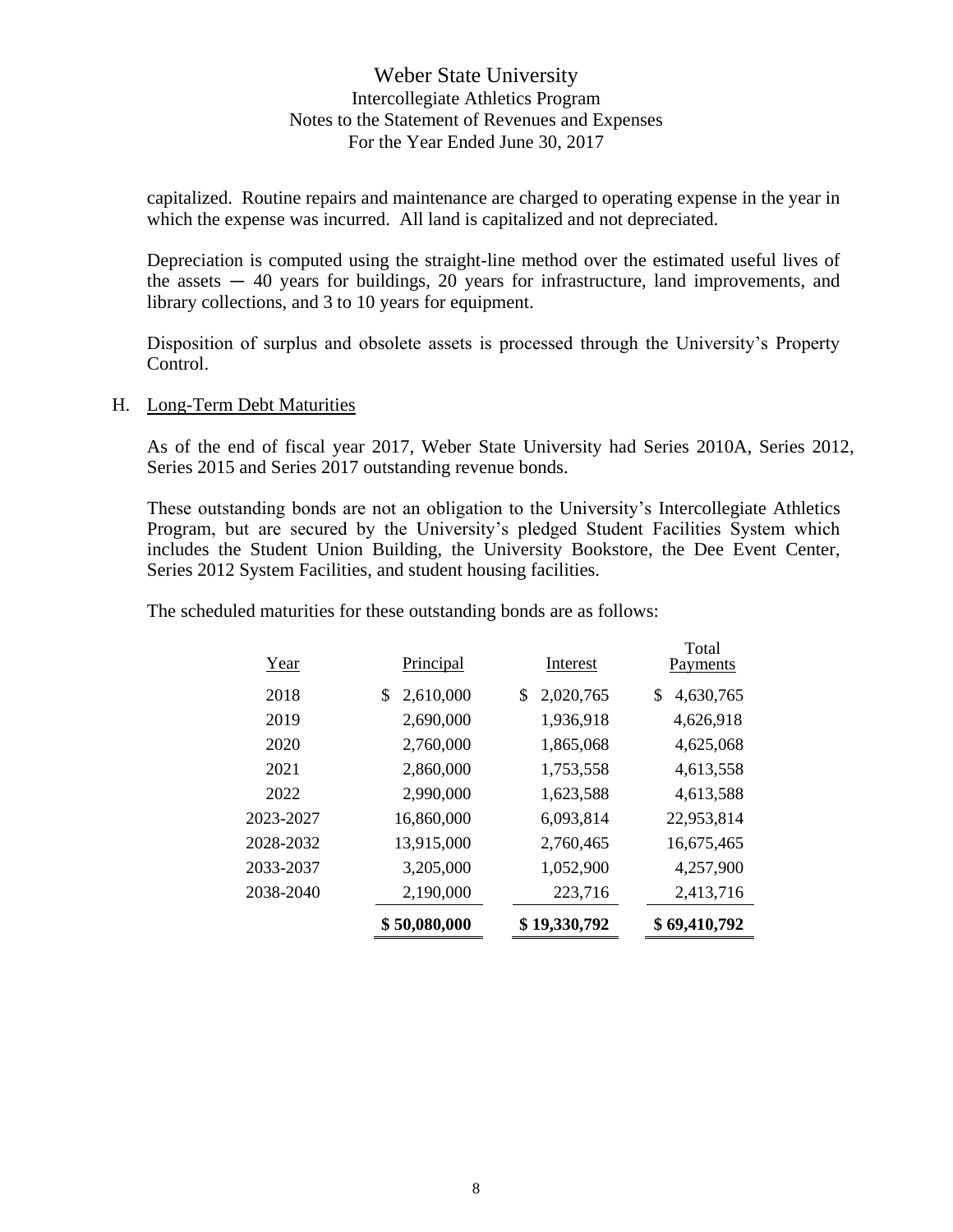capitalized. Routine repairs and maintenance are charged to operating expense in the year in which the expense was incurred. All land is capitalized and not depreciated.

Depreciation is computed using the straight-line method over the estimated useful lives of the assets ─ 40 years for buildings, 20 years for infrastructure, land improvements, and library collections, and 3 to 10 years for equipment.

Disposition of surplus and obsolete assets is processed through the University's Property Control.

## H. Long-Term Debt Maturities

As of the end of fiscal year 2017, Weber State University had Series 2010A, Series 2012, Series 2015 and Series 2017 outstanding revenue bonds.

These outstanding bonds are not an obligation to the University's Intercollegiate Athletics Program, but are secured by the University's pledged Student Facilities System which includes the Student Union Building, the University Bookstore, the Dee Event Center, Series 2012 System Facilities, and student housing facilities.

The scheduled maturities for these outstanding bonds are as follows:

| Year | Principal | Interest | Total Payments |
|---|---|---|---|
| 2018 | $ 2,610,000 | $ 2,020,765 | $ 4,630,765 |
| 2019 | 2,690,000 | 1,936,918 | 4,626,918 |
| 2020 | 2,760,000 | 1,865,068 | 4,625,068 |
| 2021 | 2,860,000 | 1,753,558 | 4,613,558 |
| 2022 | 2,990,000 | 1,623,588 | 4,613,588 |
| 2023-2027 | 16,860,000 | 6,093,814 | 22,953,814 |
| 2028-2032 | 13,915,000 | 2,760,465 | 16,675,465 |
| 2033-2037 | 3,205,000 | 1,052,900 | 4,257,900 |
| 2038-2040 | 2,190,000 | 223,716 | 2,413,716 |
| | **$ 50,080,000** | **$ 19,330,792** | **$ 69,410,792** |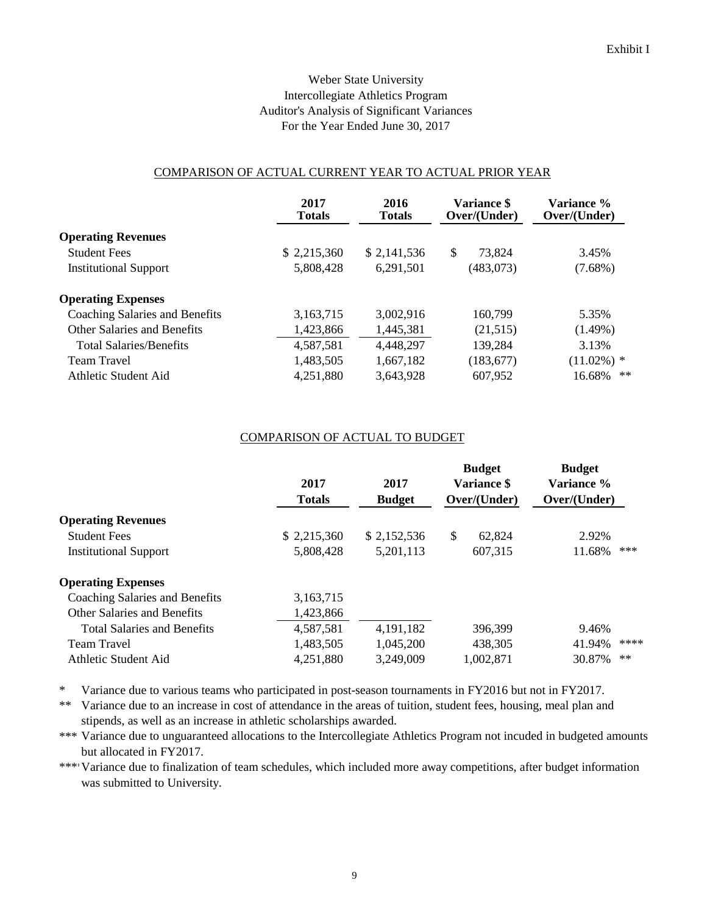Exhibit I

# Weber State University
## Intercollegiate Athletics Program
## Auditor's Analysis of Significant Variances
## For the Year Ended June 30, 2017

### COMPARISON OF ACTUAL CURRENT YEAR TO ACTUAL PRIOR YEAR

| | 2017 Totals | 2016 Totals | Variance $ Over/(Under) | Variance % Over/(Under) | |
|---|---|---|---|---|---|
| **Operating Revenues** | | | | | |
| Student Fees | $ 2,215,360 | $ 2,141,536 | $ 73,824 | 3.45% | |
| Institutional Support | 5,808,428 | 6,291,501 | (483,073) | (7.68%) | |
| **Operating Expenses** | | | | | |
| Coaching Salaries and Benefits | 3,163,715 | 3,002,916 | 160,799 | 5.35% | |
| Other Salaries and Benefits | 1,423,866 | 1,445,381 | (21,515) | (1.49%) | |
| Total Salaries/Benefits | 4,587,581 | 4,448,297 | 139,284 | 3.13% | |
| Team Travel | 1,483,505 | 1,667,182 | (183,677) | (11.02%) | * |
| Athletic Student Aid | 4,251,880 | 3,643,928 | 607,952 | 16.68% | ** |

### COMPARISON OF ACTUAL TO BUDGET

| | 2017 Totals | 2017 Budget | Budget Variance $ Over/(Under) | Budget Variance % Over/(Under) | |
|---|---|---|---|---|---|
| **Operating Revenues** | | | | | |
| Student Fees | $ 2,215,360 | $ 2,152,536 | $ 62,824 | 2.92% | |
| Institutional Support | 5,808,428 | 5,201,113 | 607,315 | 11.68% | *** |
| **Operating Expenses** | | | | | |
| Coaching Salaries and Benefits | 3,163,715 | | | | |
| Other Salaries and Benefits | 1,423,866 | | | | |
| Total Salaries and Benefits | 4,587,581 | 4,191,182 | 396,399 | 9.46% | |
| Team Travel | 1,483,505 | 1,045,200 | 438,305 | 41.94% | **** |
| Athletic Student Aid | 4,251,880 | 3,249,009 | 1,002,871 | 30.87% | ** |

\* Variance due to various teams who participated in post-season tournaments in FY2016 but not in FY2017.

** Variance due to an increase in cost of attendance in the areas of tuition, student fees, housing, meal plan and stipends, as well as an increase in athletic scholarships awarded.

*** Variance due to unguaranteed allocations to the Intercollegiate Athletics Program not incuded in budgeted amounts but allocated in FY2017.

**** Variance due to finalization of team schedules, which included more away competitions, after budget information was submitted to University.